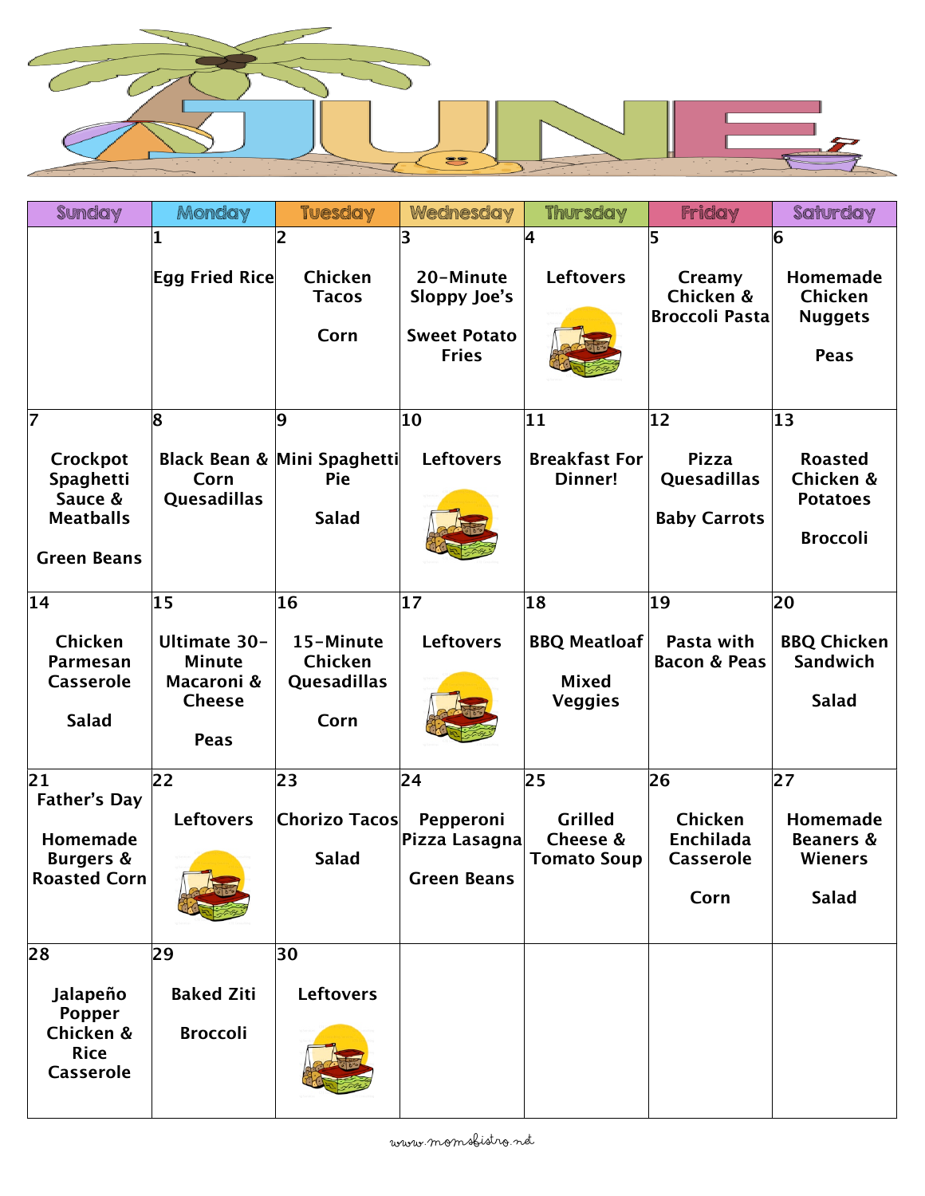# JUNE

| Sunday | Monday | Tuesday | Wednesday | Thursday | Friday | Saturday |
|---|---|---|---|---|---|---|
| | 1<br>Egg Fried Rice | 2<br>Chicken Tacos<br><br>Corn | 3<br>20-Minute Sloppy Joe's<br><br>Sweet Potato Fries | 4<br>Leftovers | 5<br>Creamy Chicken & Broccoli Pasta | 6<br>Homemade Chicken Nuggets<br><br>Peas |
| 7<br>Crockpot Spaghetti Sauce & Meatballs<br><br>Green Beans | 8<br>Black Bean & Corn Quesadillas | 9<br>Mini Spaghetti Pie<br><br>Salad | 10<br>Leftovers | 11<br>Breakfast For Dinner! | 12<br>Pizza Quesadillas<br><br>Baby Carrots | 13<br>Roasted Chicken & Potatoes<br><br>Broccoli |
| 14<br>Chicken Parmesan Casserole<br><br>Salad | 15<br>Ultimate 30-Minute Macaroni & Cheese<br><br>Peas | 16<br>15-Minute Chicken Quesadillas<br><br>Corn | 17<br>Leftovers | 18<br>BBQ Meatloaf<br><br>Mixed Veggies | 19<br>Pasta with Bacon & Peas | 20<br>BBQ Chicken Sandwich<br><br>Salad |
| 21<br>Father's Day<br><br>Homemade Burgers & Roasted Corn | 22<br>Leftovers | 23<br>Chorizo Tacos<br><br>Salad | 24<br>Pepperoni Pizza Lasagna<br><br>Green Beans | 25<br>Grilled Cheese & Tomato Soup | 26<br>Chicken Enchilada Casserole<br><br>Corn | 27<br>Homemade Beaners & Wieners<br><br>Salad |
| 28<br>Jalapeño Popper Chicken & Rice Casserole | 29<br>Baked Ziti<br><br>Broccoli | 30<br>Leftovers | | | | |

www.momsbistro.net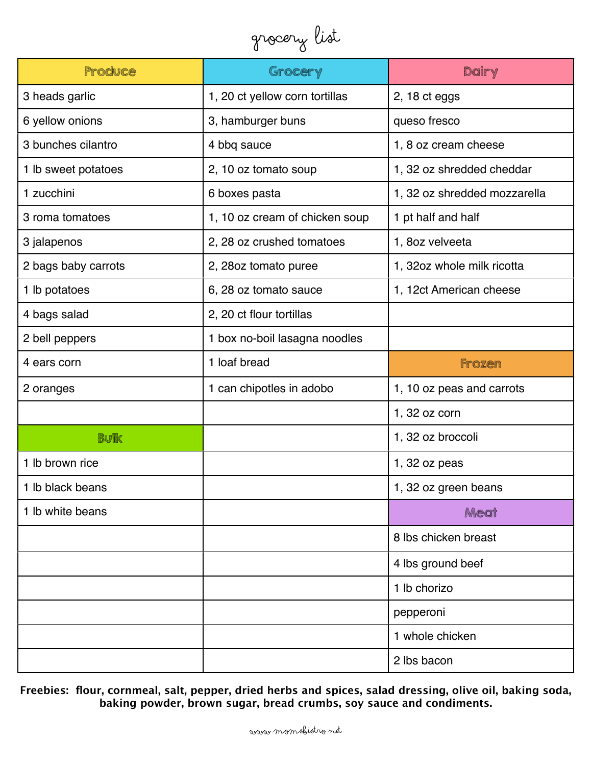# grocery list

| Produce | Grocery | Dairy |
|---|---|---|
| 3 heads garlic | 1, 20 ct yellow corn tortillas | 2, 18 ct eggs |
| 6 yellow onions | 3, hamburger buns | queso fresco |
| 3 bunches cilantro | 4 bbq sauce | 1, 8 oz cream cheese |
| 1 lb sweet potatoes | 2, 10 oz tomato soup | 1, 32 oz shredded cheddar |
| 1 zucchini | 6 boxes pasta | 1, 32 oz shredded mozzarella |
| 3 roma tomatoes | 1, 10 oz cream of chicken soup | 1 pt half and half |
| 3 jalapenos | 2, 28 oz crushed tomatoes | 1, 8oz velveeta |
| 2 bags baby carrots | 2, 28oz tomato puree | 1, 32oz whole milk ricotta |
| 1 lb potatoes | 6, 28 oz tomato sauce | 1, 12ct American cheese |
| 4 bags salad | 2, 20 ct flour tortillas | |
| 2 bell peppers | 1 box no-boil lasagna noodles | |
| 4 ears corn | 1 loaf bread | **Frozen** |
| 2 oranges | 1 can chipotles in adobo | 1, 10 oz peas and carrots |
| | | 1, 32 oz corn |
| **Bulk** | | 1, 32 oz broccoli |
| 1 lb brown rice | | 1, 32 oz peas |
| 1 lb black beans | | 1, 32 oz green beans |
| 1 lb white beans | | **Meat** |
| | | 8 lbs chicken breast |
| | | 4 lbs ground beef |
| | | 1 lb chorizo |
| | | pepperoni |
| | | 1 whole chicken |
| | | 2 lbs bacon |

**Freebies: flour, cornmeal, salt, pepper, dried herbs and spices, salad dressing, olive oil, baking soda, baking powder, brown sugar, bread crumbs, soy sauce and condiments.**

www.momsbistro.net